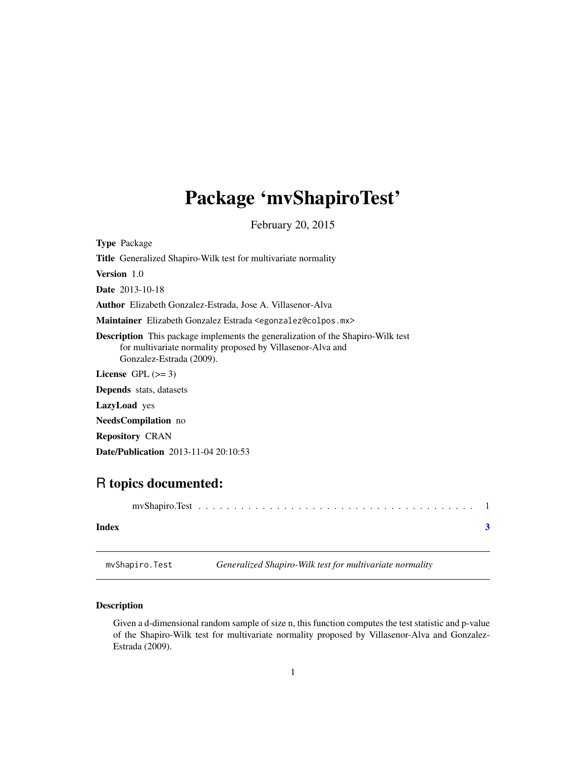# Package 'mvShapiroTest'

February 20, 2015

**Type** Package

**Title** Generalized Shapiro-Wilk test for multivariate normality

**Version** 1.0

**Date** 2013-10-18

**Author** Elizabeth Gonzalez-Estrada, Jose A. Villasenor-Alva

**Maintainer** Elizabeth Gonzalez Estrada <egonzalez@colpos.mx>

**Description** This package implements the generalization of the Shapiro-Wilk test for multivariate normality proposed by Villasenor-Alva and Gonzalez-Estrada (2009).

**License** GPL (>= 3)

**Depends** stats, datasets

**LazyLoad** yes

**NeedsCompilation** no

**Repository** CRAN

**Date/Publication** 2013-11-04 20:10:53

## R topics documented:

mvShapiro.Test . . . . . . . . . . . . . . . . . . . . . . . . . . . . . . . . . . . . . . . . 1

**Index** **3**

---

mvShapiro.Test *Generalized Shapiro-Wilk test for multivariate normality*

---

### Description

Given a d-dimensional random sample of size n, this function computes the test statistic and p-value of the Shapiro-Wilk test for multivariate normality proposed by Villasenor-Alva and Gonzalez-Estrada (2009).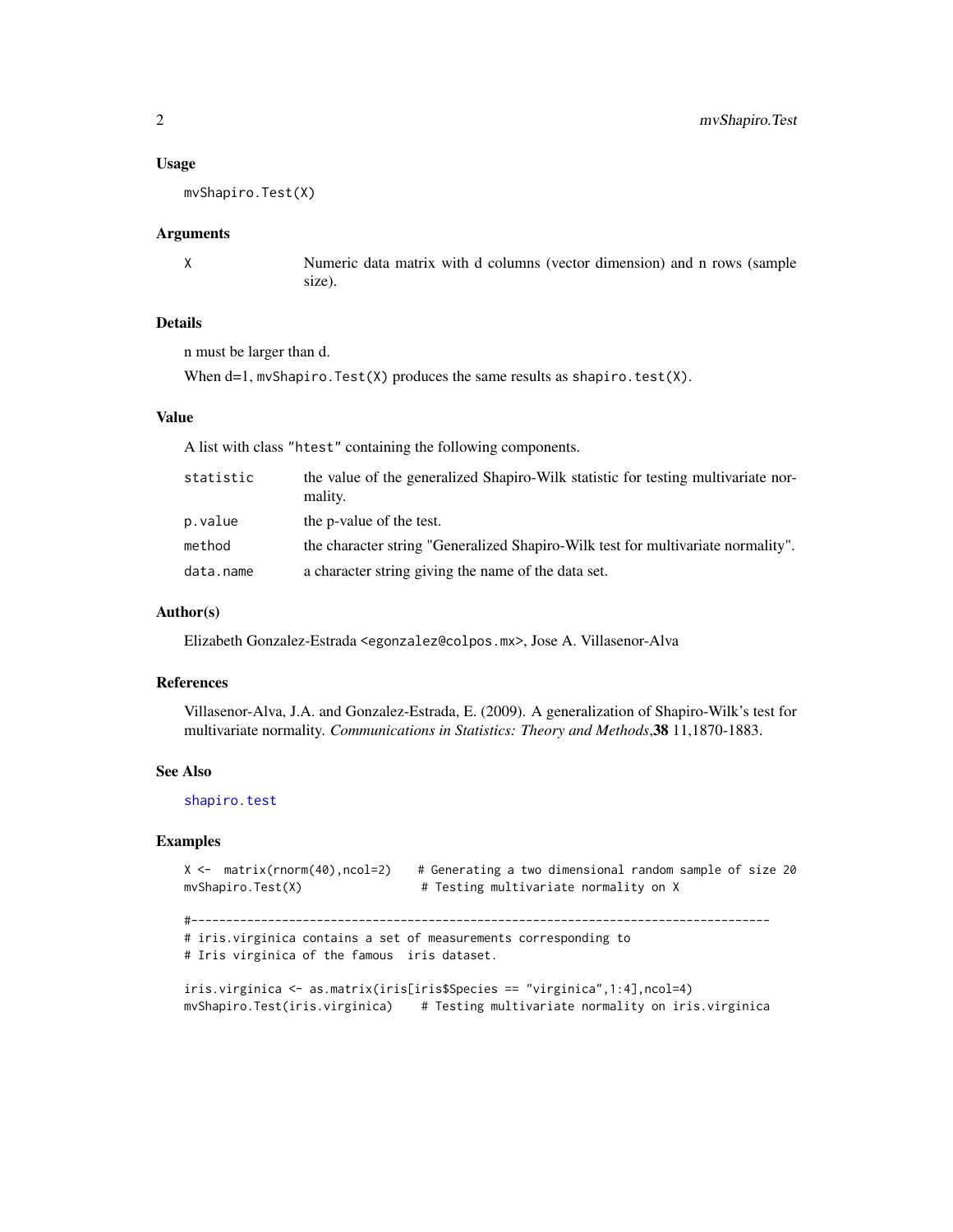## Usage

```
mvShapiro.Test(X)
```

## Arguments

| | |
|---|---|
| X | Numeric data matrix with d columns (vector dimension) and n rows (sample size). |

## Details

n must be larger than d.

When d=1, `mvShapiro.Test(X)` produces the same results as `shapiro.test(X)`.

## Value

A list with class "`htest`" containing the following components.

| | |
|---|---|
| `statistic` | the value of the generalized Shapiro-Wilk statistic for testing multivariate normality. |
| `p.value` | the p-value of the test. |
| `method` | the character string "Generalized Shapiro-Wilk test for multivariate normality". |
| `data.name` | a character string giving the name of the data set. |

## Author(s)

Elizabeth Gonzalez-Estrada <`egonzalez@colpos.mx`>, Jose A. Villasenor-Alva

## References

Villasenor-Alva, J.A. and Gonzalez-Estrada, E. (2009). A generalization of Shapiro-Wilk's test for multivariate normality. *Communications in Statistics: Theory and Methods*,**38** 11,1870-1883.

## See Also

`shapiro.test`

## Examples

```
X <-  matrix(rnorm(40),ncol=2)    # Generating a two dimensional random sample of size 20
mvShapiro.Test(X)                 # Testing multivariate normality on X

#--------------------------------------------------------------------------------
# iris.virginica contains a set of measurements corresponding to
# Iris virginica of the famous  iris dataset.

iris.virginica <- as.matrix(iris[iris$Species == "virginica",1:4],ncol=4)
mvShapiro.Test(iris.virginica)    # Testing multivariate normality on iris.virginica
```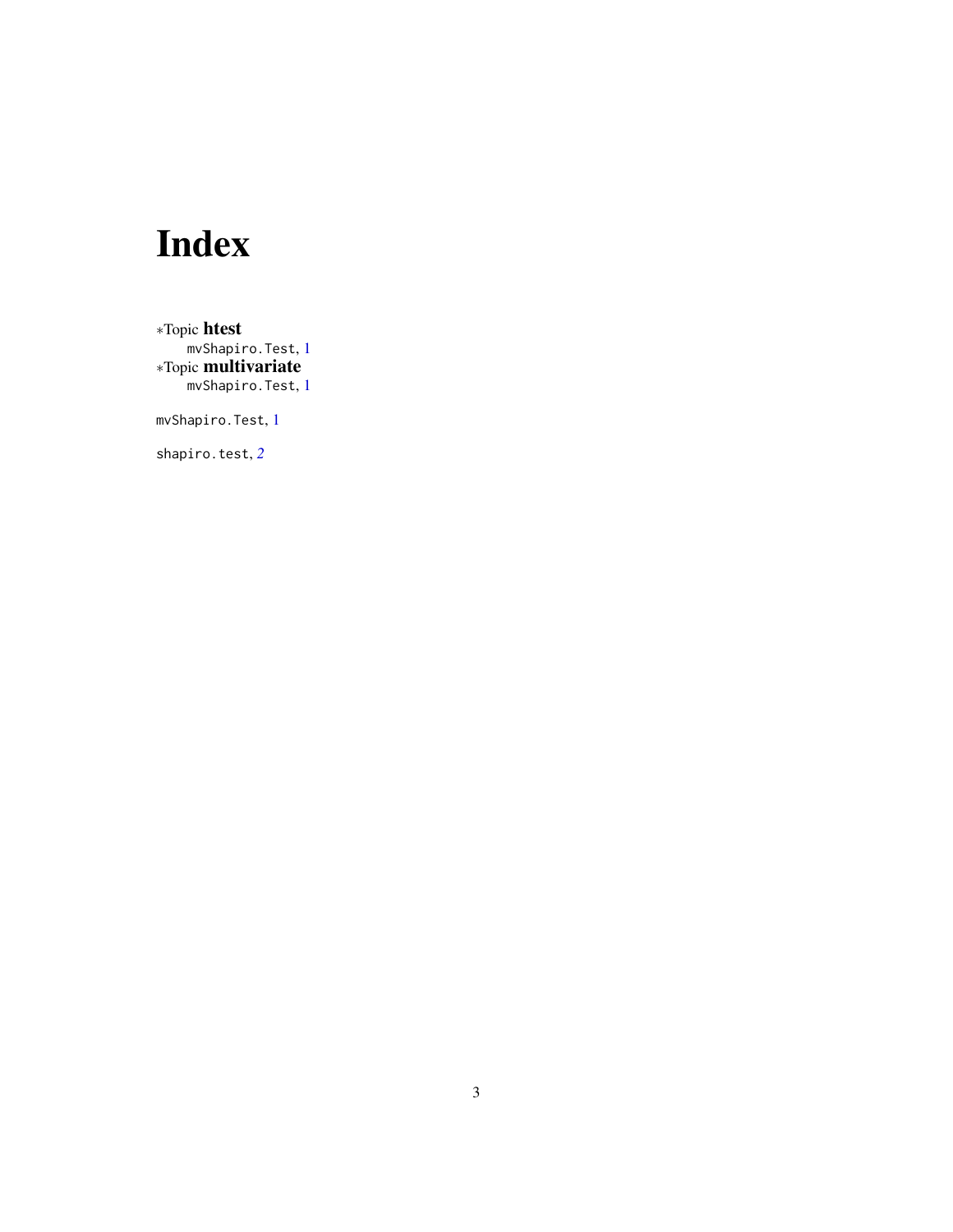# Index

*Topic **htest**
    mvShapiro.Test, 1
*Topic **multivariate**
    mvShapiro.Test, 1

mvShapiro.Test, 1

shapiro.test, *2*